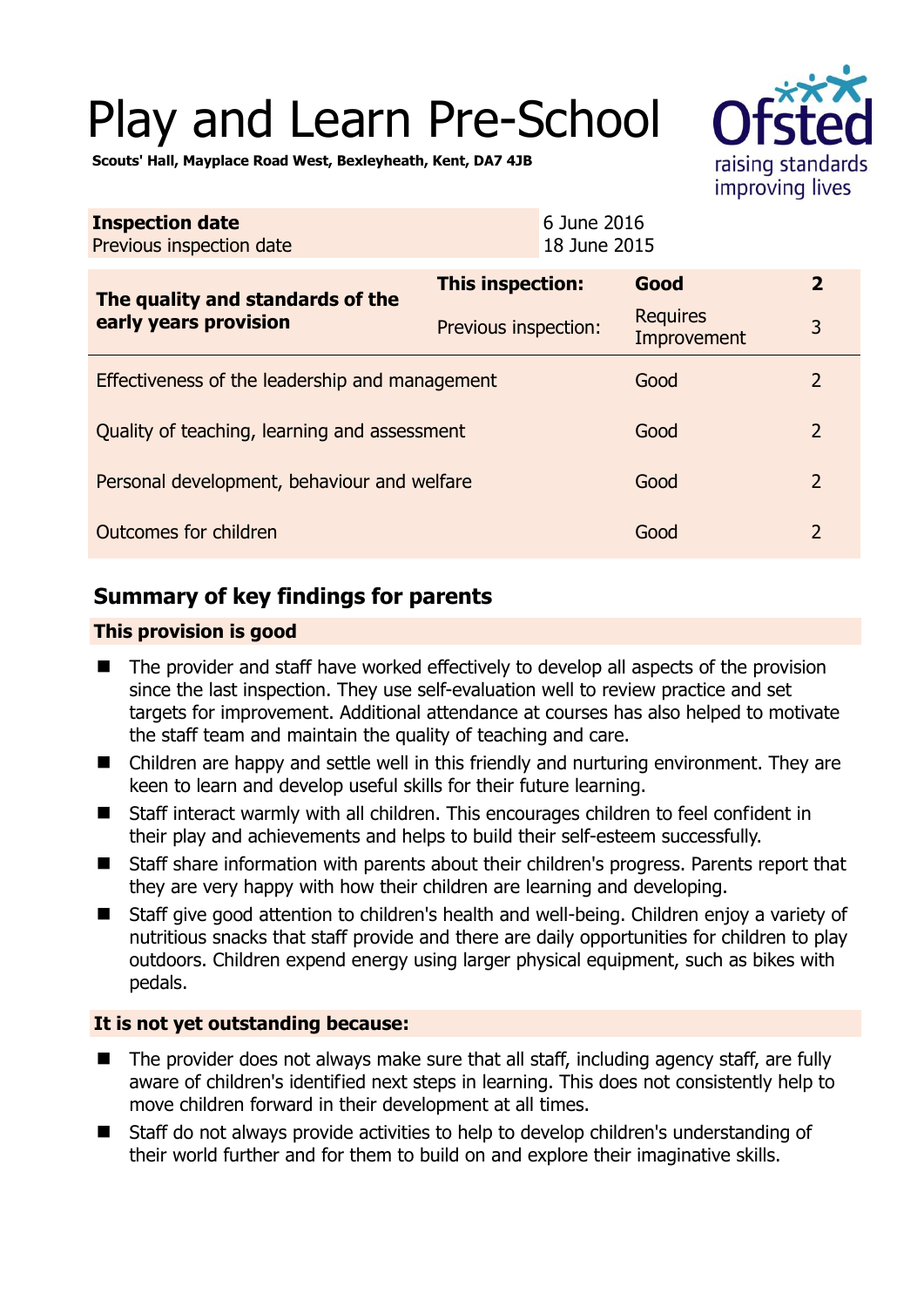# Play and Learn Pre-School

**Scouts' Hall, Mayplace Road West, Bexleyheath, Kent, DA7 4JB**

| **Inspection date** | 6 June 2016 |
|---|---|
| Previous inspection date | 18 June 2015 |

| **The quality and standards of the early years provision** | **This inspection:** | **Good** | **2** |
|---|---|---|---|
| | Previous inspection: | Requires Improvement | 3 |
| Effectiveness of the leadership and management | | Good | 2 |
| Quality of teaching, learning and assessment | | Good | 2 |
| Personal development, behaviour and welfare | | Good | 2 |
| Outcomes for children | | Good | 2 |

## Summary of key findings for parents

### This provision is good

- The provider and staff have worked effectively to develop all aspects of the provision since the last inspection. They use self-evaluation well to review practice and set targets for improvement. Additional attendance at courses has also helped to motivate the staff team and maintain the quality of teaching and care.
- Children are happy and settle well in this friendly and nurturing environment. They are keen to learn and develop useful skills for their future learning.
- Staff interact warmly with all children. This encourages children to feel confident in their play and achievements and helps to build their self-esteem successfully.
- Staff share information with parents about their children's progress. Parents report that they are very happy with how their children are learning and developing.
- Staff give good attention to children's health and well-being. Children enjoy a variety of nutritious snacks that staff provide and there are daily opportunities for children to play outdoors. Children expend energy using larger physical equipment, such as bikes with pedals.

### It is not yet outstanding because:

- The provider does not always make sure that all staff, including agency staff, are fully aware of children's identified next steps in learning. This does not consistently help to move children forward in their development at all times.
- Staff do not always provide activities to help to develop children's understanding of their world further and for them to build on and explore their imaginative skills.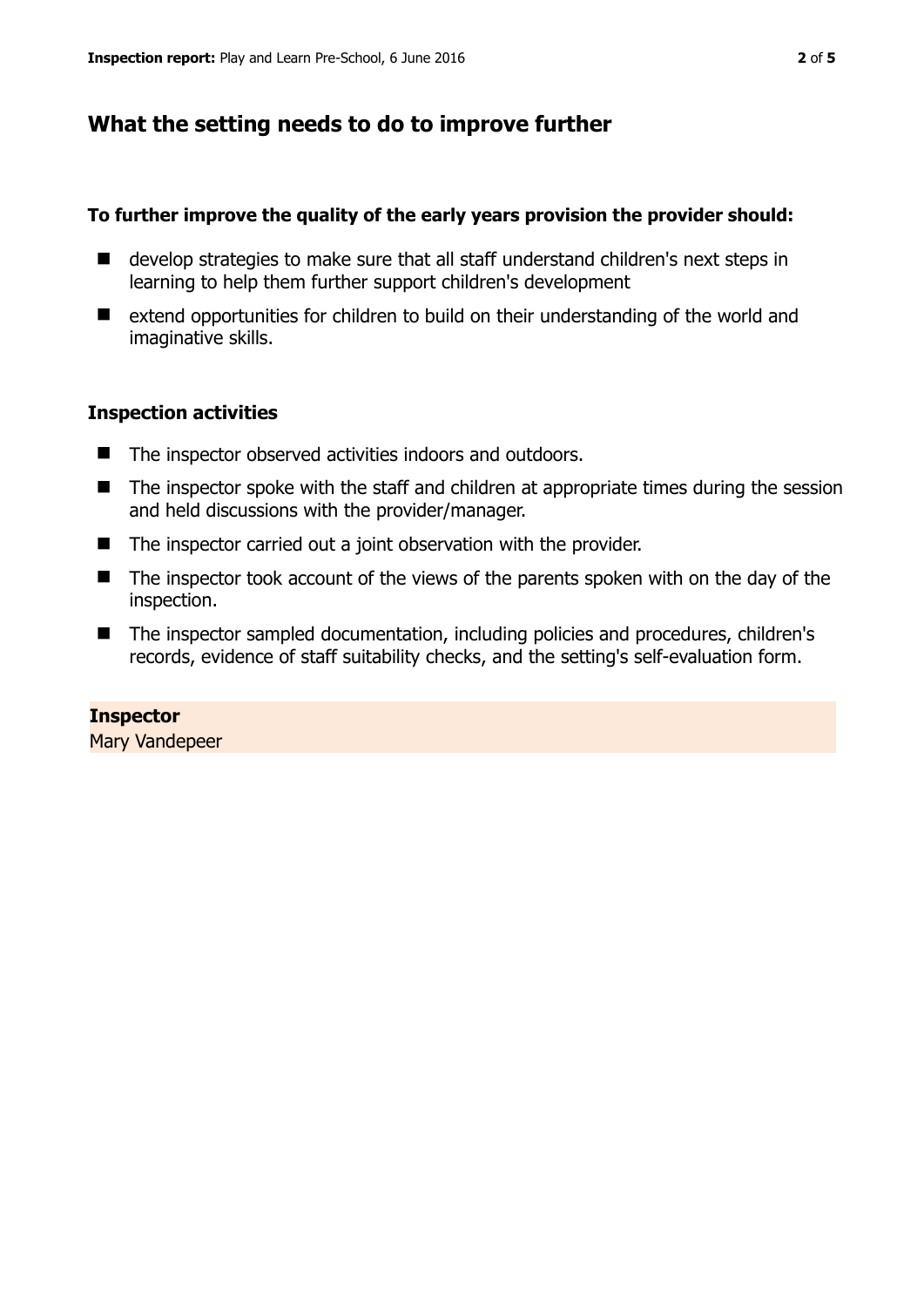## What the setting needs to do to improve further

**To further improve the quality of the early years provision the provider should:**

- develop strategies to make sure that all staff understand children's next steps in learning to help them further support children's development
- extend opportunities for children to build on their understanding of the world and imaginative skills.

### Inspection activities

- The inspector observed activities indoors and outdoors.
- The inspector spoke with the staff and children at appropriate times during the session and held discussions with the provider/manager.
- The inspector carried out a joint observation with the provider.
- The inspector took account of the views of the parents spoken with on the day of the inspection.
- The inspector sampled documentation, including policies and procedures, children's records, evidence of staff suitability checks, and the setting's self-evaluation form.

**Inspector**
Mary Vandepeer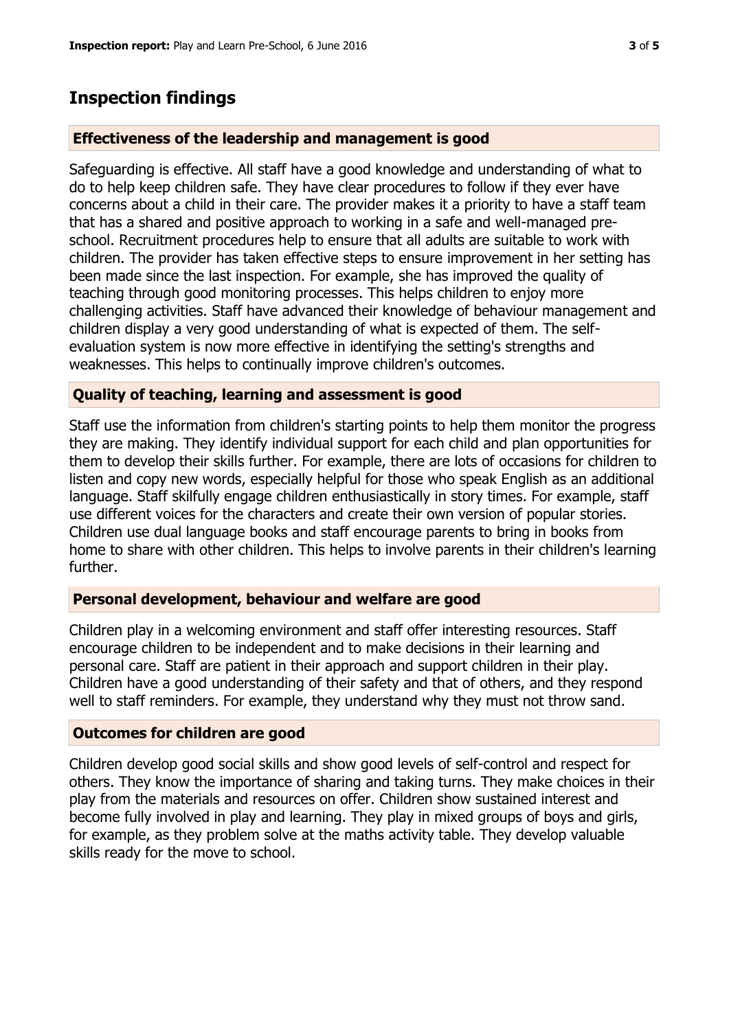## Inspection findings

### Effectiveness of the leadership and management is good

Safeguarding is effective. All staff have a good knowledge and understanding of what to do to help keep children safe. They have clear procedures to follow if they ever have concerns about a child in their care. The provider makes it a priority to have a staff team that has a shared and positive approach to working in a safe and well-managed pre-school. Recruitment procedures help to ensure that all adults are suitable to work with children. The provider has taken effective steps to ensure improvement in her setting has been made since the last inspection. For example, she has improved the quality of teaching through good monitoring processes. This helps children to enjoy more challenging activities. Staff have advanced their knowledge of behaviour management and children display a very good understanding of what is expected of them. The self-evaluation system is now more effective in identifying the setting's strengths and weaknesses. This helps to continually improve children's outcomes.

### Quality of teaching, learning and assessment is good

Staff use the information from children's starting points to help them monitor the progress they are making. They identify individual support for each child and plan opportunities for them to develop their skills further. For example, there are lots of occasions for children to listen and copy new words, especially helpful for those who speak English as an additional language. Staff skilfully engage children enthusiastically in story times. For example, staff use different voices for the characters and create their own version of popular stories. Children use dual language books and staff encourage parents to bring in books from home to share with other children. This helps to involve parents in their children's learning further.

### Personal development, behaviour and welfare are good

Children play in a welcoming environment and staff offer interesting resources. Staff encourage children to be independent and to make decisions in their learning and personal care. Staff are patient in their approach and support children in their play. Children have a good understanding of their safety and that of others, and they respond well to staff reminders. For example, they understand why they must not throw sand.

### Outcomes for children are good

Children develop good social skills and show good levels of self-control and respect for others. They know the importance of sharing and taking turns. They make choices in their play from the materials and resources on offer. Children show sustained interest and become fully involved in play and learning. They play in mixed groups of boys and girls, for example, as they problem solve at the maths activity table. They develop valuable skills ready for the move to school.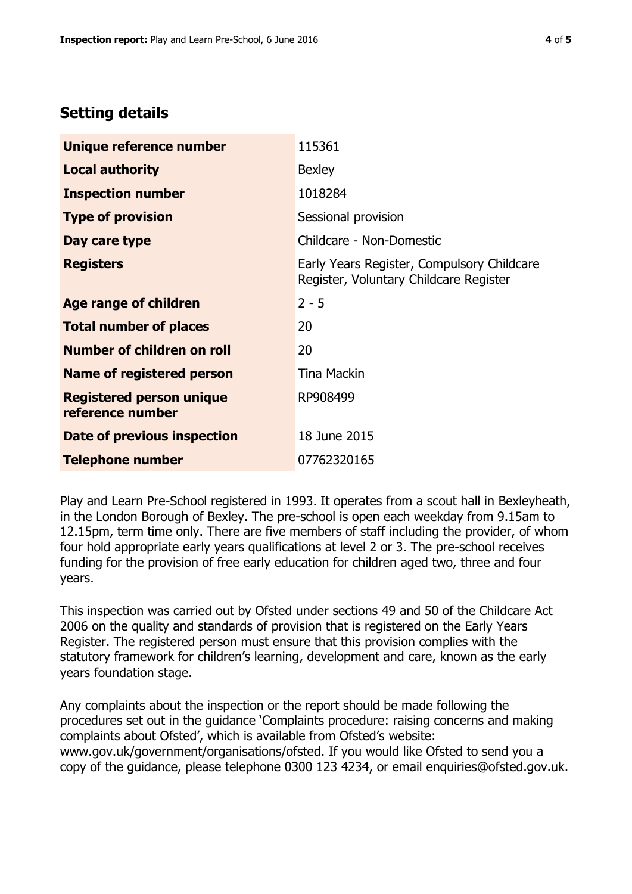## Setting details

| | |
|---|---|
| **Unique reference number** | 115361 |
| **Local authority** | Bexley |
| **Inspection number** | 1018284 |
| **Type of provision** | Sessional provision |
| **Day care type** | Childcare - Non-Domestic |
| **Registers** | Early Years Register, Compulsory Childcare Register, Voluntary Childcare Register |
| **Age range of children** | 2 - 5 |
| **Total number of places** | 20 |
| **Number of children on roll** | 20 |
| **Name of registered person** | Tina Mackin |
| **Registered person unique reference number** | RP908499 |
| **Date of previous inspection** | 18 June 2015 |
| **Telephone number** | 07762320165 |

Play and Learn Pre-School registered in 1993. It operates from a scout hall in Bexleyheath, in the London Borough of Bexley. The pre-school is open each weekday from 9.15am to 12.15pm, term time only. There are five members of staff including the provider, of whom four hold appropriate early years qualifications at level 2 or 3. The pre-school receives funding for the provision of free early education for children aged two, three and four years.

This inspection was carried out by Ofsted under sections 49 and 50 of the Childcare Act 2006 on the quality and standards of provision that is registered on the Early Years Register. The registered person must ensure that this provision complies with the statutory framework for children's learning, development and care, known as the early years foundation stage.

Any complaints about the inspection or the report should be made following the procedures set out in the guidance 'Complaints procedure: raising concerns and making complaints about Ofsted', which is available from Ofsted's website: www.gov.uk/government/organisations/ofsted. If you would like Ofsted to send you a copy of the guidance, please telephone 0300 123 4234, or email enquiries@ofsted.gov.uk.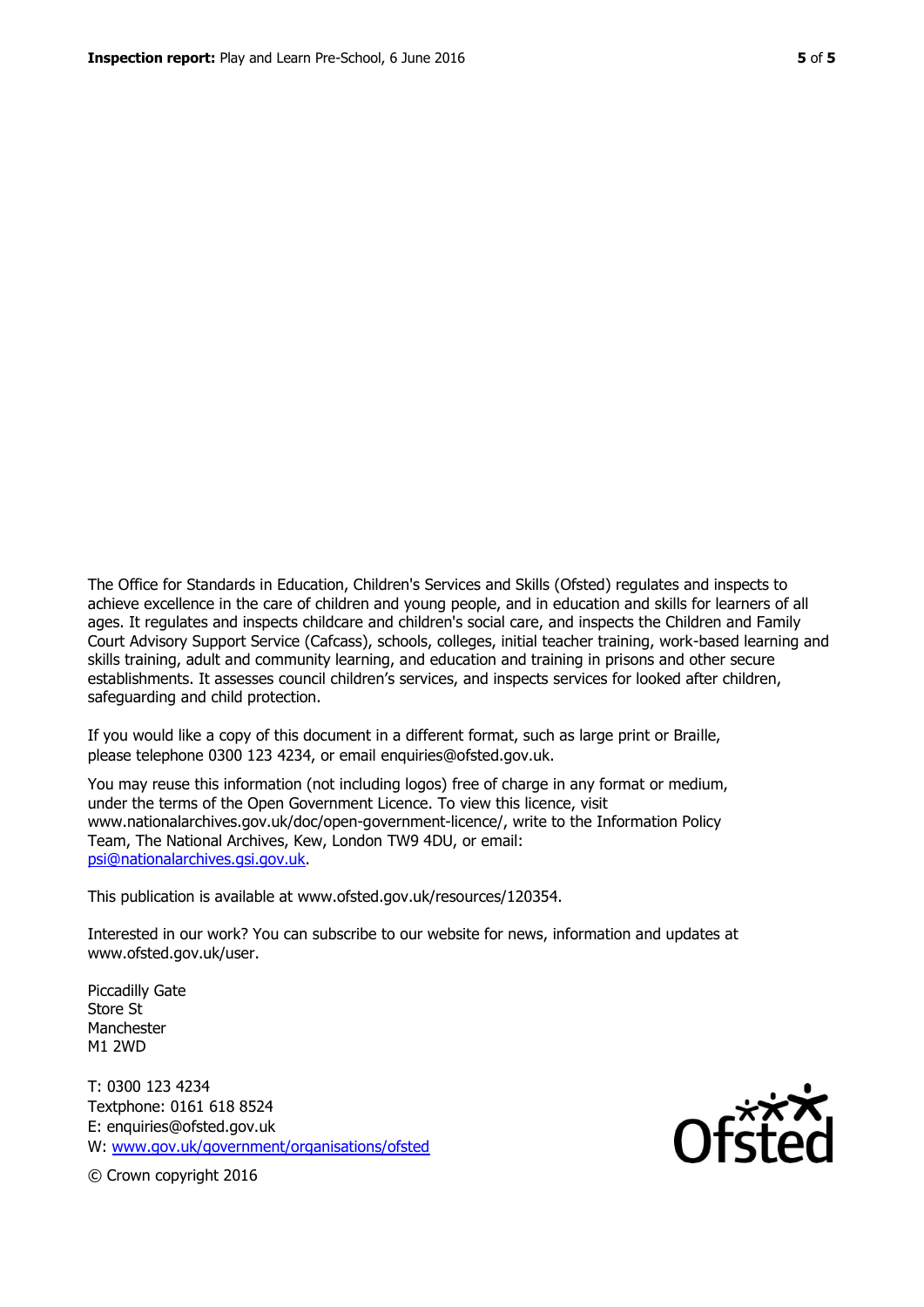The Office for Standards in Education, Children's Services and Skills (Ofsted) regulates and inspects to achieve excellence in the care of children and young people, and in education and skills for learners of all ages. It regulates and inspects childcare and children's social care, and inspects the Children and Family Court Advisory Support Service (Cafcass), schools, colleges, initial teacher training, work-based learning and skills training, adult and community learning, and education and training in prisons and other secure establishments. It assesses council children's services, and inspects services for looked after children, safeguarding and child protection.

If you would like a copy of this document in a different format, such as large print or Braille, please telephone 0300 123 4234, or email enquiries@ofsted.gov.uk.

You may reuse this information (not including logos) free of charge in any format or medium, under the terms of the Open Government Licence. To view this licence, visit www.nationalarchives.gov.uk/doc/open-government-licence/, write to the Information Policy Team, The National Archives, Kew, London TW9 4DU, or email: psi@nationalarchives.gsi.gov.uk.

This publication is available at www.ofsted.gov.uk/resources/120354.

Interested in our work? You can subscribe to our website for news, information and updates at www.ofsted.gov.uk/user.

Piccadilly Gate
Store St
Manchester
M1 2WD

T: 0300 123 4234
Textphone: 0161 618 8524
E: enquiries@ofsted.gov.uk
W: www.gov.uk/government/organisations/ofsted

© Crown copyright 2016